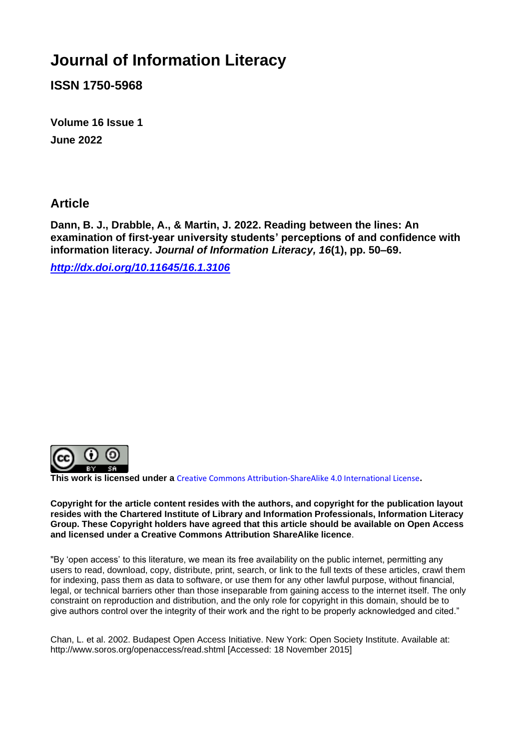# Journal of Information Literacy

**ISSN 1750-5968**

**Volume 16 Issue 1**

**June 2022**

## Article

**Dann, B. J., Drabble, A., & Martin, J. 2022. Reading between the lines: An examination of first-year university students' perceptions of and confidence with information literacy. *Journal of Information Literacy, 16*(1), pp. 50–69.**

***http://dx.doi.org/10.11645/16.1.3106***

**This work is licensed under a** Creative Commons Attribution-ShareAlike 4.0 International License**.**

**Copyright for the article content resides with the authors, and copyright for the publication layout resides with the Chartered Institute of Library and Information Professionals, Information Literacy Group. These Copyright holders have agreed that this article should be available on Open Access and licensed under a Creative Commons Attribution ShareAlike licence**.

"By 'open access' to this literature, we mean its free availability on the public internet, permitting any users to read, download, copy, distribute, print, search, or link to the full texts of these articles, crawl them for indexing, pass them as data to software, or use them for any other lawful purpose, without financial, legal, or technical barriers other than those inseparable from gaining access to the internet itself. The only constraint on reproduction and distribution, and the only role for copyright in this domain, should be to give authors control over the integrity of their work and the right to be properly acknowledged and cited."

Chan, L. et al. 2002. Budapest Open Access Initiative. New York: Open Society Institute. Available at: http://www.soros.org/openaccess/read.shtml [Accessed: 18 November 2015]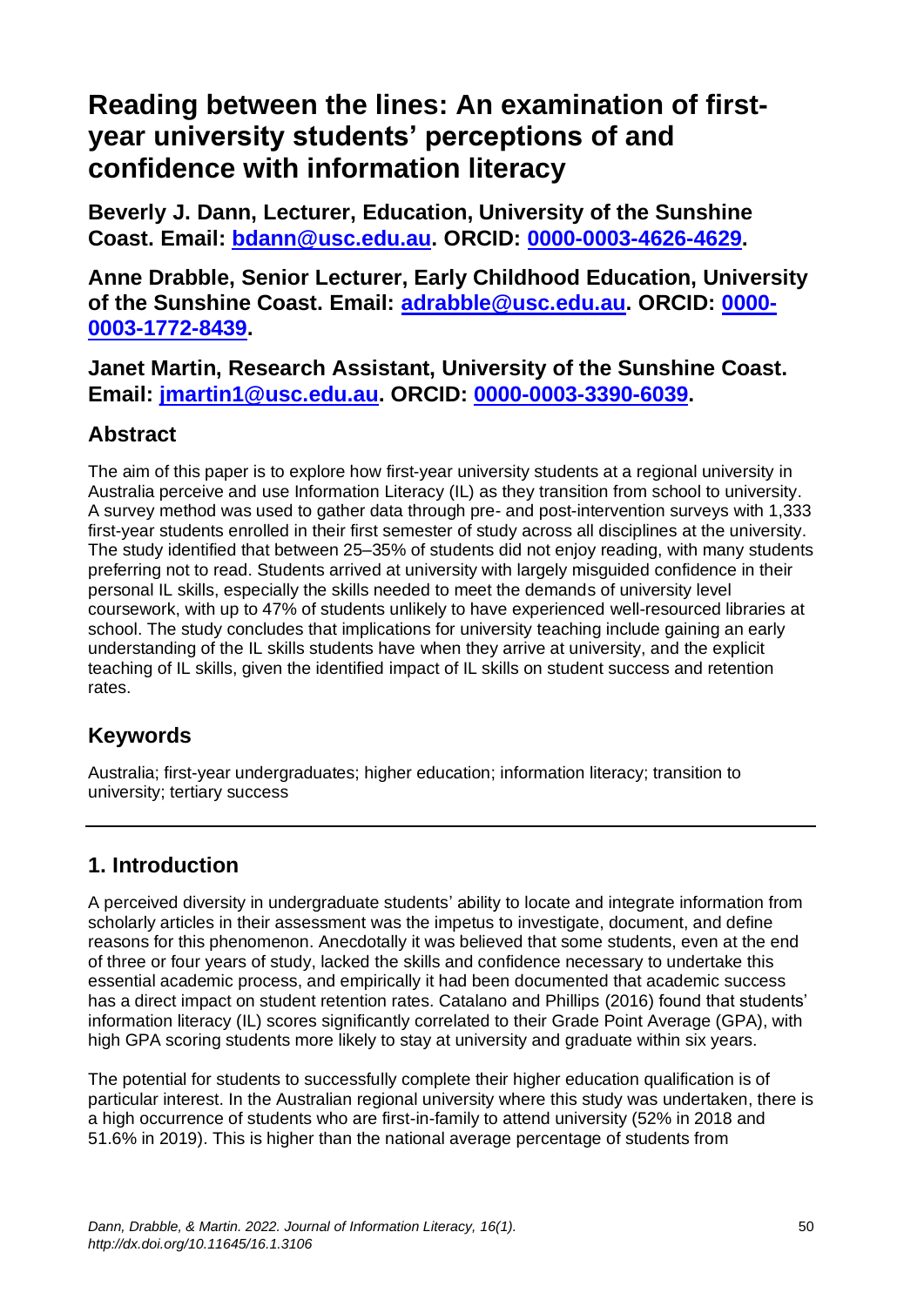# Reading between the lines: An examination of first-year university students' perceptions of and confidence with information literacy

**Beverly J. Dann, Lecturer, Education, University of the Sunshine Coast. Email: [bdann@usc.edu.au](mailto:bdann@usc.edu.au). ORCID: [0000-0003-4626-4629](https://orcid.org/0000-0003-4626-4629).**

**Anne Drabble, Senior Lecturer, Early Childhood Education, University of the Sunshine Coast. Email: [adrabble@usc.edu.au](mailto:adrabble@usc.edu.au). ORCID: [0000-0003-1772-8439](https://orcid.org/0000-0003-1772-8439).**

**Janet Martin, Research Assistant, University of the Sunshine Coast. Email: [jmartin1@usc.edu.au](mailto:jmartin1@usc.edu.au). ORCID: [0000-0003-3390-6039](https://orcid.org/0000-0003-3390-6039).**

## Abstract

The aim of this paper is to explore how first-year university students at a regional university in Australia perceive and use Information Literacy (IL) as they transition from school to university. A survey method was used to gather data through pre- and post-intervention surveys with 1,333 first-year students enrolled in their first semester of study across all disciplines at the university. The study identified that between 25–35% of students did not enjoy reading, with many students preferring not to read. Students arrived at university with largely misguided confidence in their personal IL skills, especially the skills needed to meet the demands of university level coursework, with up to 47% of students unlikely to have experienced well-resourced libraries at school. The study concludes that implications for university teaching include gaining an early understanding of the IL skills students have when they arrive at university, and the explicit teaching of IL skills, given the identified impact of IL skills on student success and retention rates.

## Keywords

Australia; first-year undergraduates; higher education; information literacy; transition to university; tertiary success

---

## 1. Introduction

A perceived diversity in undergraduate students' ability to locate and integrate information from scholarly articles in their assessment was the impetus to investigate, document, and define reasons for this phenomenon. Anecdotally it was believed that some students, even at the end of three or four years of study, lacked the skills and confidence necessary to undertake this essential academic process, and empirically it had been documented that academic success has a direct impact on student retention rates. Catalano and Phillips (2016) found that students' information literacy (IL) scores significantly correlated to their Grade Point Average (GPA), with high GPA scoring students more likely to stay at university and graduate within six years.

The potential for students to successfully complete their higher education qualification is of particular interest. In the Australian regional university where this study was undertaken, there is a high occurrence of students who are first-in-family to attend university (52% in 2018 and 51.6% in 2019). This is higher than the national average percentage of students from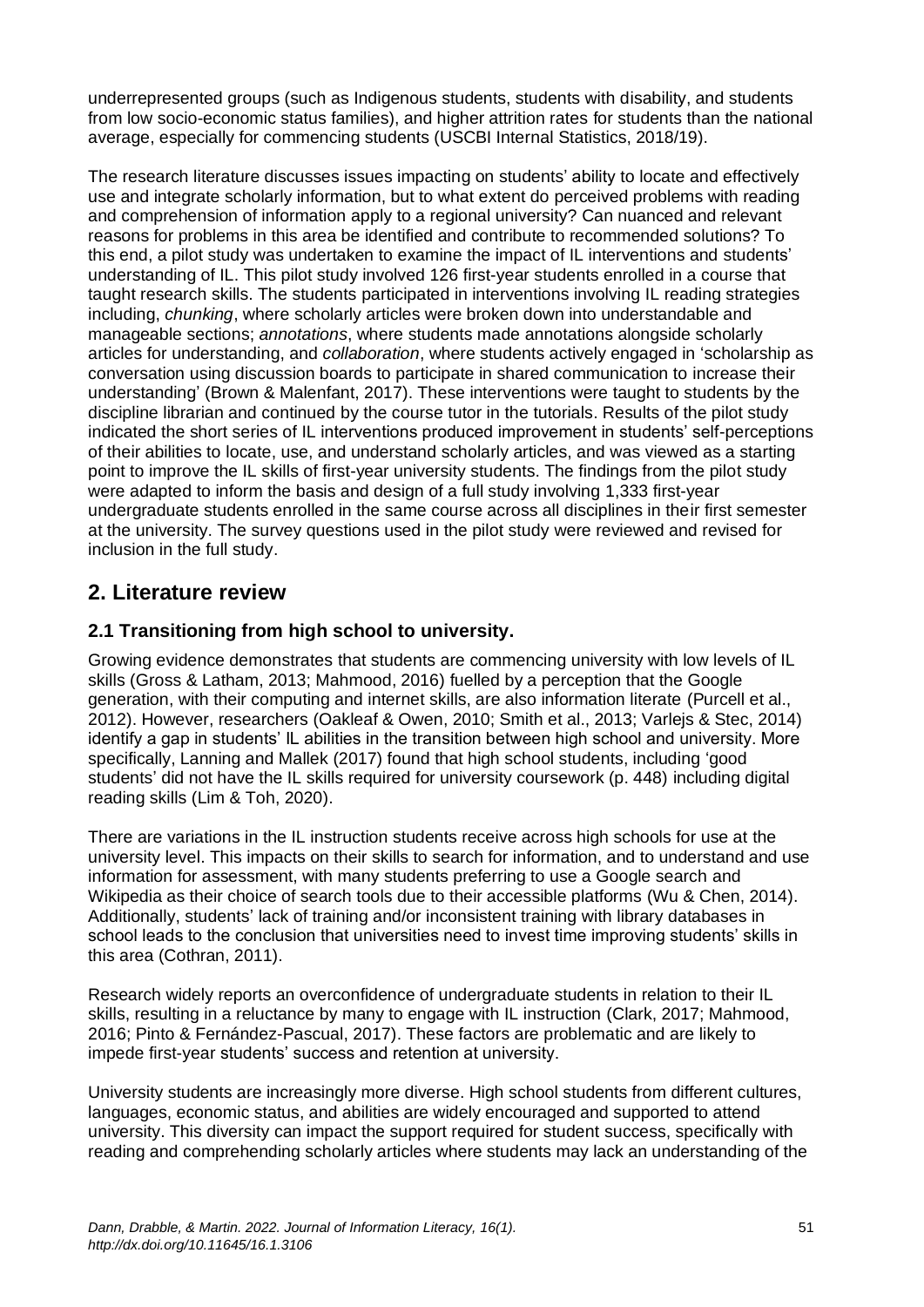underrepresented groups (such as Indigenous students, students with disability, and students from low socio-economic status families), and higher attrition rates for students than the national average, especially for commencing students (USCBI Internal Statistics, 2018/19).

The research literature discusses issues impacting on students' ability to locate and effectively use and integrate scholarly information, but to what extent do perceived problems with reading and comprehension of information apply to a regional university? Can nuanced and relevant reasons for problems in this area be identified and contribute to recommended solutions? To this end, a pilot study was undertaken to examine the impact of IL interventions and students' understanding of IL. This pilot study involved 126 first-year students enrolled in a course that taught research skills. The students participated in interventions involving IL reading strategies including, *chunking*, where scholarly articles were broken down into understandable and manageable sections; *annotations*, where students made annotations alongside scholarly articles for understanding, and *collaboration*, where students actively engaged in 'scholarship as conversation using discussion boards to participate in shared communication to increase their understanding' (Brown & Malenfant, 2017). These interventions were taught to students by the discipline librarian and continued by the course tutor in the tutorials. Results of the pilot study indicated the short series of IL interventions produced improvement in students' self-perceptions of their abilities to locate, use, and understand scholarly articles, and was viewed as a starting point to improve the IL skills of first-year university students. The findings from the pilot study were adapted to inform the basis and design of a full study involving 1,333 first-year undergraduate students enrolled in the same course across all disciplines in their first semester at the university. The survey questions used in the pilot study were reviewed and revised for inclusion in the full study.

## 2. Literature review

### 2.1 Transitioning from high school to university.

Growing evidence demonstrates that students are commencing university with low levels of IL skills (Gross & Latham, 2013; Mahmood, 2016) fuelled by a perception that the Google generation, with their computing and internet skills, are also information literate (Purcell et al., 2012). However, researchers (Oakleaf & Owen, 2010; Smith et al., 2013; Varlejs & Stec, 2014) identify a gap in students' IL abilities in the transition between high school and university. More specifically, Lanning and Mallek (2017) found that high school students, including 'good students' did not have the IL skills required for university coursework (p. 448) including digital reading skills (Lim & Toh, 2020).

There are variations in the IL instruction students receive across high schools for use at the university level. This impacts on their skills to search for information, and to understand and use information for assessment, with many students preferring to use a Google search and Wikipedia as their choice of search tools due to their accessible platforms (Wu & Chen, 2014). Additionally, students' lack of training and/or inconsistent training with library databases in school leads to the conclusion that universities need to invest time improving students' skills in this area (Cothran, 2011).

Research widely reports an overconfidence of undergraduate students in relation to their IL skills, resulting in a reluctance by many to engage with IL instruction (Clark, 2017; Mahmood, 2016; Pinto & Fernández-Pascual, 2017). These factors are problematic and are likely to impede first-year students' success and retention at university.

University students are increasingly more diverse. High school students from different cultures, languages, economic status, and abilities are widely encouraged and supported to attend university. This diversity can impact the support required for student success, specifically with reading and comprehending scholarly articles where students may lack an understanding of the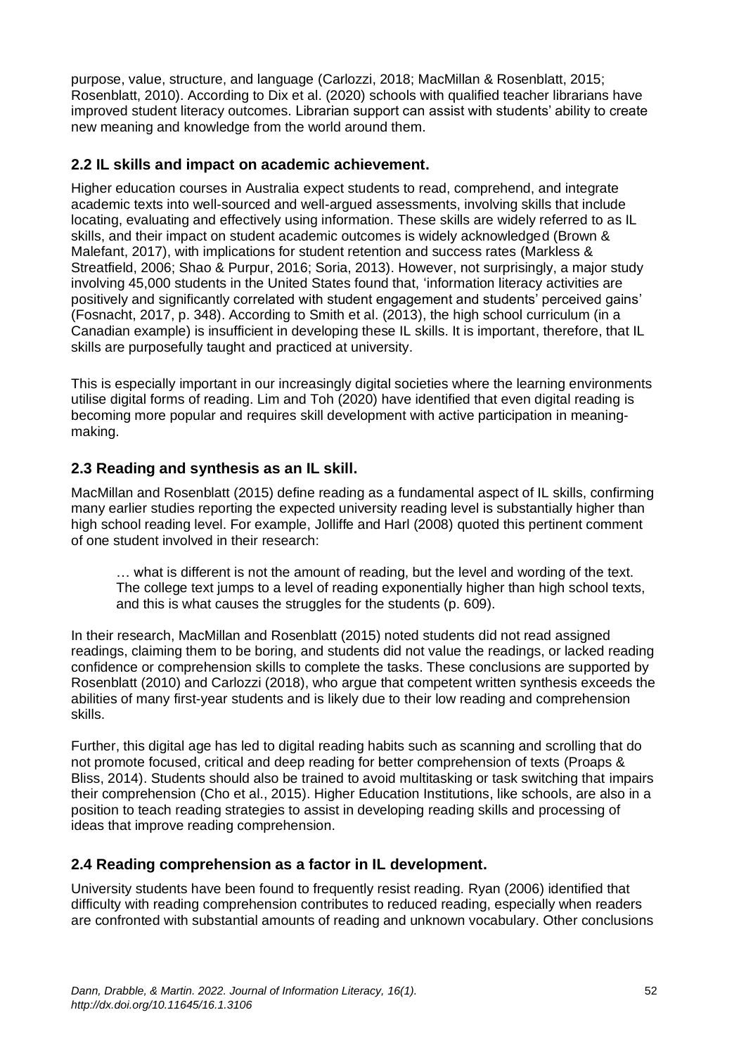purpose, value, structure, and language (Carlozzi, 2018; MacMillan & Rosenblatt, 2015; Rosenblatt, 2010). According to Dix et al. (2020) schools with qualified teacher librarians have improved student literacy outcomes. Librarian support can assist with students' ability to create new meaning and knowledge from the world around them.

## 2.2 IL skills and impact on academic achievement.

Higher education courses in Australia expect students to read, comprehend, and integrate academic texts into well-sourced and well-argued assessments, involving skills that include locating, evaluating and effectively using information. These skills are widely referred to as IL skills, and their impact on student academic outcomes is widely acknowledged (Brown & Malefant, 2017), with implications for student retention and success rates (Markless & Streatfield, 2006; Shao & Purpur, 2016; Soria, 2013). However, not surprisingly, a major study involving 45,000 students in the United States found that, 'information literacy activities are positively and significantly correlated with student engagement and students' perceived gains' (Fosnacht, 2017, p. 348). According to Smith et al. (2013), the high school curriculum (in a Canadian example) is insufficient in developing these IL skills. It is important, therefore, that IL skills are purposefully taught and practiced at university.

This is especially important in our increasingly digital societies where the learning environments utilise digital forms of reading. Lim and Toh (2020) have identified that even digital reading is becoming more popular and requires skill development with active participation in meaning-making.

## 2.3 Reading and synthesis as an IL skill.

MacMillan and Rosenblatt (2015) define reading as a fundamental aspect of IL skills, confirming many earlier studies reporting the expected university reading level is substantially higher than high school reading level. For example, Jolliffe and Harl (2008) quoted this pertinent comment of one student involved in their research:

> … what is different is not the amount of reading, but the level and wording of the text. The college text jumps to a level of reading exponentially higher than high school texts, and this is what causes the struggles for the students (p. 609).

In their research, MacMillan and Rosenblatt (2015) noted students did not read assigned readings, claiming them to be boring, and students did not value the readings, or lacked reading confidence or comprehension skills to complete the tasks. These conclusions are supported by Rosenblatt (2010) and Carlozzi (2018), who argue that competent written synthesis exceeds the abilities of many first-year students and is likely due to their low reading and comprehension skills.

Further, this digital age has led to digital reading habits such as scanning and scrolling that do not promote focused, critical and deep reading for better comprehension of texts (Proaps & Bliss, 2014). Students should also be trained to avoid multitasking or task switching that impairs their comprehension (Cho et al., 2015). Higher Education Institutions, like schools, are also in a position to teach reading strategies to assist in developing reading skills and processing of ideas that improve reading comprehension.

## 2.4 Reading comprehension as a factor in IL development.

University students have been found to frequently resist reading. Ryan (2006) identified that difficulty with reading comprehension contributes to reduced reading, especially when readers are confronted with substantial amounts of reading and unknown vocabulary. Other conclusions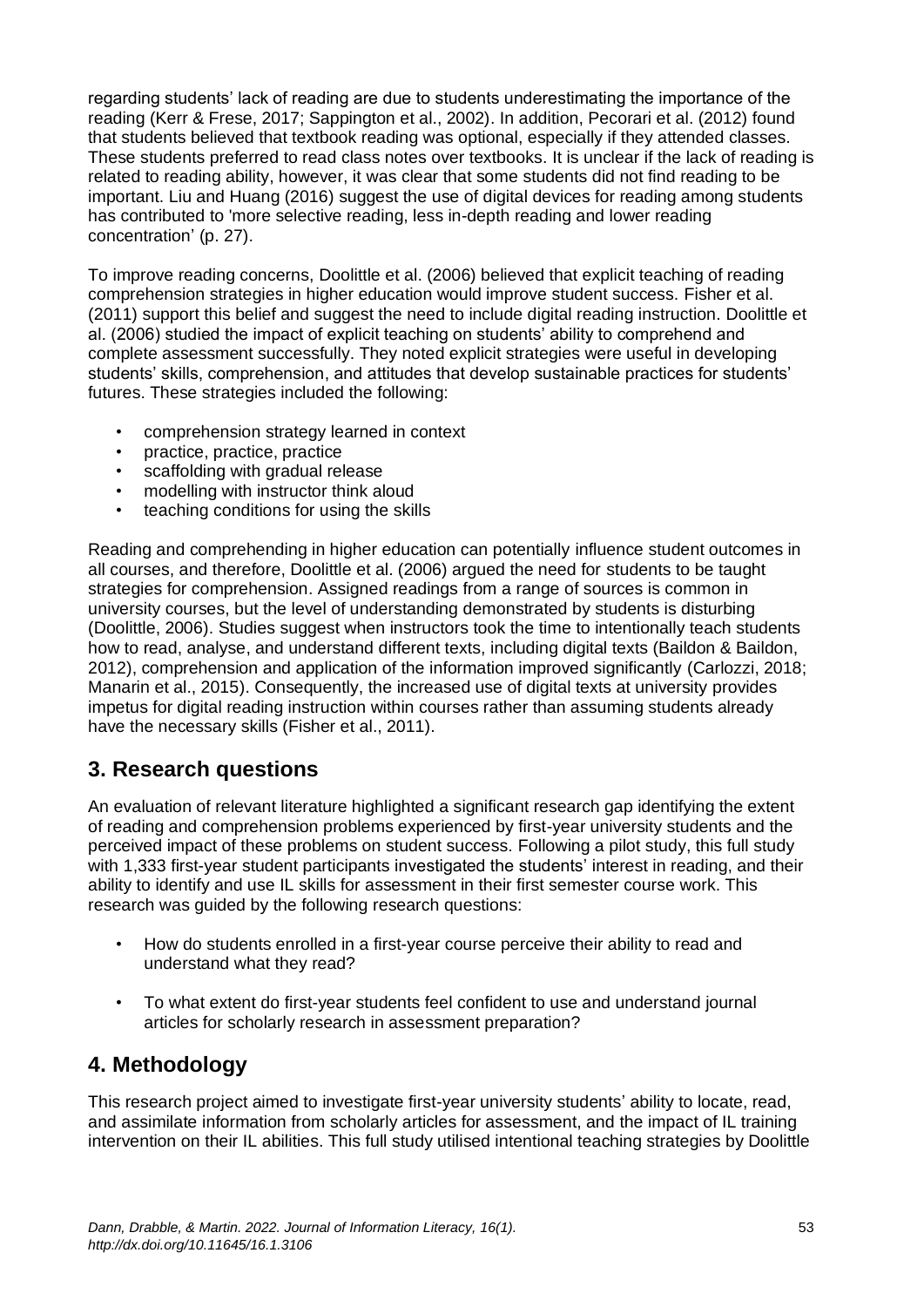regarding students' lack of reading are due to students underestimating the importance of the reading (Kerr & Frese, 2017; Sappington et al., 2002). In addition, Pecorari et al. (2012) found that students believed that textbook reading was optional, especially if they attended classes. These students preferred to read class notes over textbooks. It is unclear if the lack of reading is related to reading ability, however, it was clear that some students did not find reading to be important. Liu and Huang (2016) suggest the use of digital devices for reading among students has contributed to 'more selective reading, less in-depth reading and lower reading concentration' (p. 27).

To improve reading concerns, Doolittle et al. (2006) believed that explicit teaching of reading comprehension strategies in higher education would improve student success. Fisher et al. (2011) support this belief and suggest the need to include digital reading instruction. Doolittle et al. (2006) studied the impact of explicit teaching on students' ability to comprehend and complete assessment successfully. They noted explicit strategies were useful in developing students' skills, comprehension, and attitudes that develop sustainable practices for students' futures. These strategies included the following:

- comprehension strategy learned in context
- practice, practice, practice
- scaffolding with gradual release
- modelling with instructor think aloud
- teaching conditions for using the skills

Reading and comprehending in higher education can potentially influence student outcomes in all courses, and therefore, Doolittle et al. (2006) argued the need for students to be taught strategies for comprehension. Assigned readings from a range of sources is common in university courses, but the level of understanding demonstrated by students is disturbing (Doolittle, 2006). Studies suggest when instructors took the time to intentionally teach students how to read, analyse, and understand different texts, including digital texts (Baildon & Baildon, 2012), comprehension and application of the information improved significantly (Carlozzi, 2018; Manarin et al., 2015). Consequently, the increased use of digital texts at university provides impetus for digital reading instruction within courses rather than assuming students already have the necessary skills (Fisher et al., 2011).

## 3. Research questions

An evaluation of relevant literature highlighted a significant research gap identifying the extent of reading and comprehension problems experienced by first-year university students and the perceived impact of these problems on student success. Following a pilot study, this full study with 1,333 first-year student participants investigated the students' interest in reading, and their ability to identify and use IL skills for assessment in their first semester course work. This research was guided by the following research questions:

- How do students enrolled in a first-year course perceive their ability to read and understand what they read?
- To what extent do first-year students feel confident to use and understand journal articles for scholarly research in assessment preparation?

## 4. Methodology

This research project aimed to investigate first-year university students' ability to locate, read, and assimilate information from scholarly articles for assessment, and the impact of IL training intervention on their IL abilities. This full study utilised intentional teaching strategies by Doolittle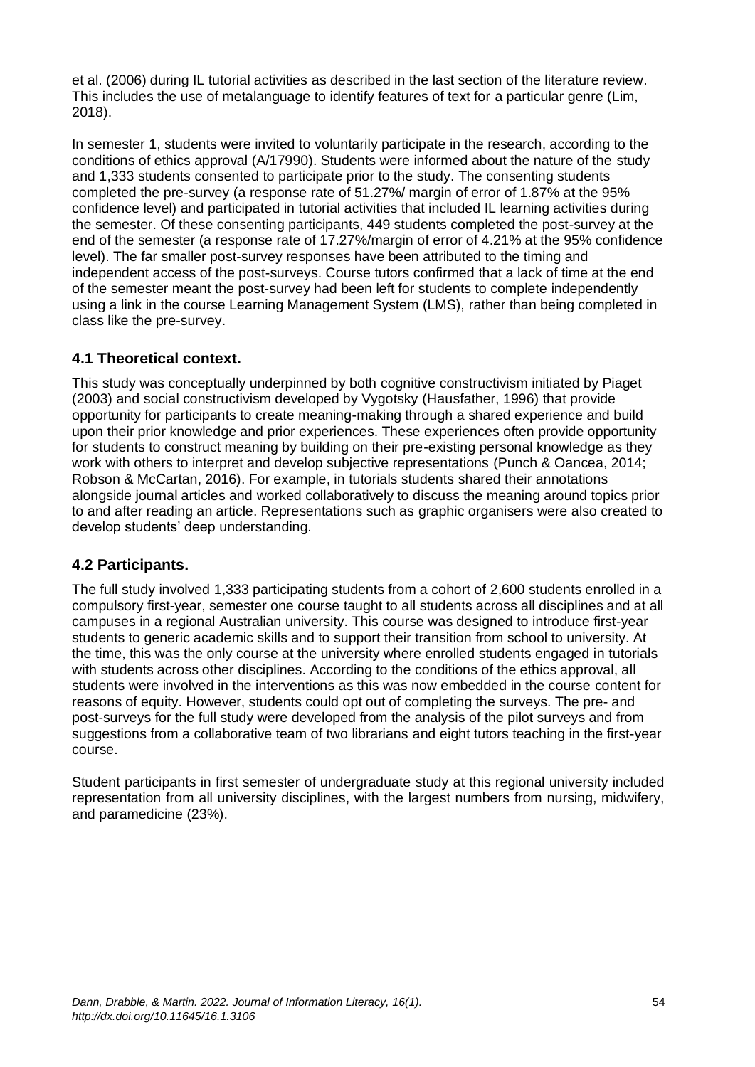et al. (2006) during IL tutorial activities as described in the last section of the literature review. This includes the use of metalanguage to identify features of text for a particular genre (Lim, 2018).

In semester 1, students were invited to voluntarily participate in the research, according to the conditions of ethics approval (A/17990). Students were informed about the nature of the study and 1,333 students consented to participate prior to the study. The consenting students completed the pre-survey (a response rate of 51.27%/ margin of error of 1.87% at the 95% confidence level) and participated in tutorial activities that included IL learning activities during the semester. Of these consenting participants, 449 students completed the post-survey at the end of the semester (a response rate of 17.27%/margin of error of 4.21% at the 95% confidence level). The far smaller post-survey responses have been attributed to the timing and independent access of the post-surveys. Course tutors confirmed that a lack of time at the end of the semester meant the post-survey had been left for students to complete independently using a link in the course Learning Management System (LMS), rather than being completed in class like the pre-survey.

### 4.1 Theoretical context.

This study was conceptually underpinned by both cognitive constructivism initiated by Piaget (2003) and social constructivism developed by Vygotsky (Hausfather, 1996) that provide opportunity for participants to create meaning-making through a shared experience and build upon their prior knowledge and prior experiences. These experiences often provide opportunity for students to construct meaning by building on their pre-existing personal knowledge as they work with others to interpret and develop subjective representations (Punch & Oancea, 2014; Robson & McCartan, 2016). For example, in tutorials students shared their annotations alongside journal articles and worked collaboratively to discuss the meaning around topics prior to and after reading an article. Representations such as graphic organisers were also created to develop students' deep understanding.

### 4.2 Participants.

The full study involved 1,333 participating students from a cohort of 2,600 students enrolled in a compulsory first-year, semester one course taught to all students across all disciplines and at all campuses in a regional Australian university. This course was designed to introduce first-year students to generic academic skills and to support their transition from school to university. At the time, this was the only course at the university where enrolled students engaged in tutorials with students across other disciplines. According to the conditions of the ethics approval, all students were involved in the interventions as this was now embedded in the course content for reasons of equity. However, students could opt out of completing the surveys. The pre- and post-surveys for the full study were developed from the analysis of the pilot surveys and from suggestions from a collaborative team of two librarians and eight tutors teaching in the first-year course.

Student participants in first semester of undergraduate study at this regional university included representation from all university disciplines, with the largest numbers from nursing, midwifery, and paramedicine (23%).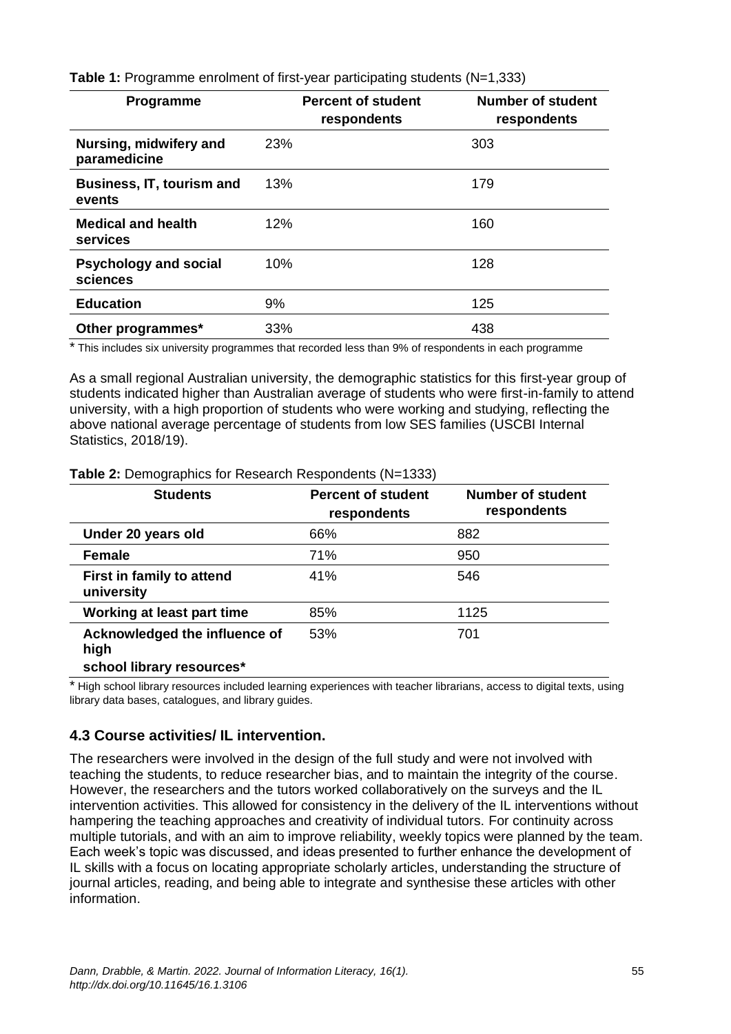**Table 1:** Programme enrolment of first-year participating students (N=1,333)

| Programme | Percent of student respondents | Number of student respondents |
|---|---|---|
| **Nursing, midwifery and paramedicine** | 23% | 303 |
| **Business, IT, tourism and events** | 13% | 179 |
| **Medical and health services** | 12% | 160 |
| **Psychology and social sciences** | 10% | 128 |
| **Education** | 9% | 125 |
| **Other programmes*** | 33% | 438 |

* This includes six university programmes that recorded less than 9% of respondents in each programme

As a small regional Australian university, the demographic statistics for this first-year group of students indicated higher than Australian average of students who were first-in-family to attend university, with a high proportion of students who were working and studying, reflecting the above national average percentage of students from low SES families (USCBI Internal Statistics, 2018/19).

**Table 2:** Demographics for Research Respondents (N=1333)

| Students | Percent of student respondents | Number of student respondents |
|---|---|---|
| **Under 20 years old** | 66% | 882 |
| **Female** | 71% | 950 |
| **First in family to attend university** | 41% | 546 |
| **Working at least part time** | 85% | 1125 |
| **Acknowledged the influence of high school library resources*** | 53% | 701 |

* High school library resources included learning experiences with teacher librarians, access to digital texts, using library data bases, catalogues, and library guides.

### 4.3 Course activities/ IL intervention.

The researchers were involved in the design of the full study and were not involved with teaching the students, to reduce researcher bias, and to maintain the integrity of the course. However, the researchers and the tutors worked collaboratively on the surveys and the IL intervention activities. This allowed for consistency in the delivery of the IL interventions without hampering the teaching approaches and creativity of individual tutors. For continuity across multiple tutorials, and with an aim to improve reliability, weekly topics were planned by the team. Each week's topic was discussed, and ideas presented to further enhance the development of IL skills with a focus on locating appropriate scholarly articles, understanding the structure of journal articles, reading, and being able to integrate and synthesise these articles with other information.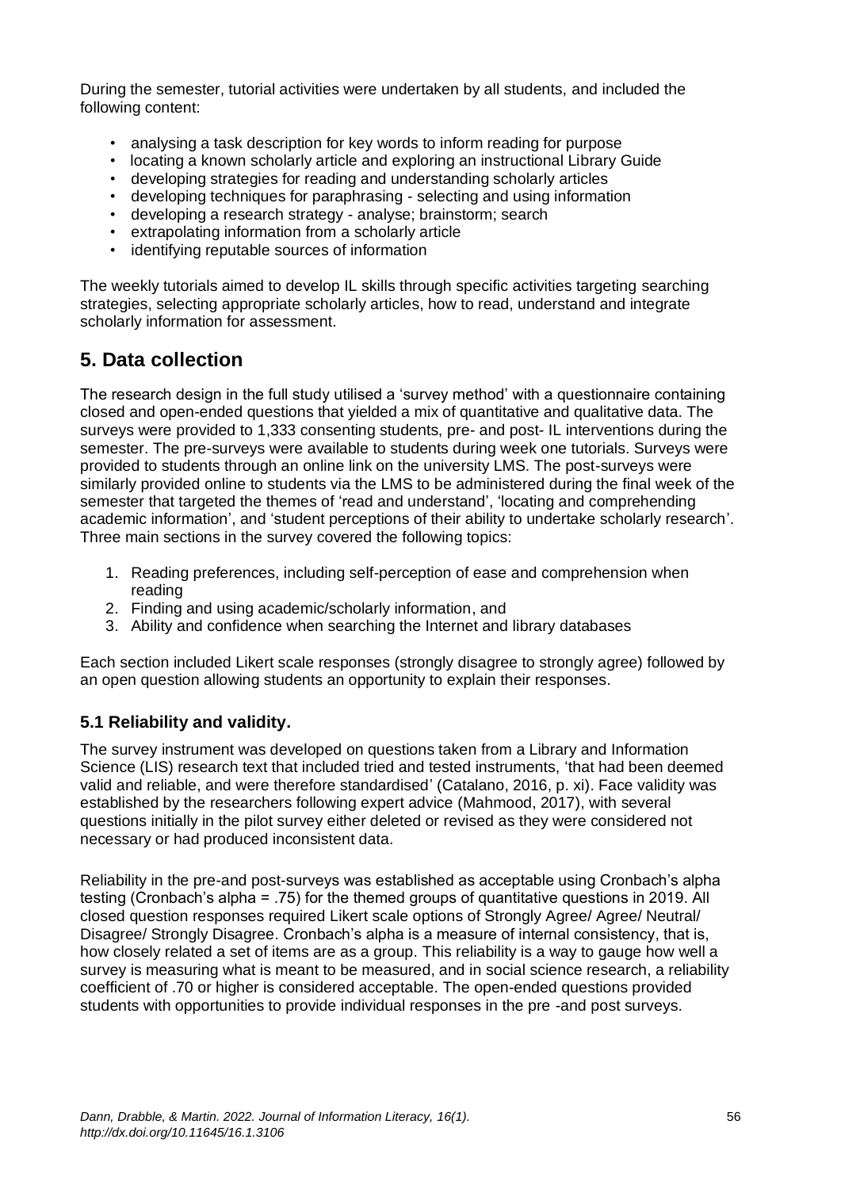During the semester, tutorial activities were undertaken by all students, and included the following content:

- analysing a task description for key words to inform reading for purpose
- locating a known scholarly article and exploring an instructional Library Guide
- developing strategies for reading and understanding scholarly articles
- developing techniques for paraphrasing - selecting and using information
- developing a research strategy - analyse; brainstorm; search
- extrapolating information from a scholarly article
- identifying reputable sources of information

The weekly tutorials aimed to develop IL skills through specific activities targeting searching strategies, selecting appropriate scholarly articles, how to read, understand and integrate scholarly information for assessment.

## 5. Data collection

The research design in the full study utilised a 'survey method' with a questionnaire containing closed and open-ended questions that yielded a mix of quantitative and qualitative data. The surveys were provided to 1,333 consenting students, pre- and post- IL interventions during the semester. The pre-surveys were available to students during week one tutorials. Surveys were provided to students through an online link on the university LMS. The post-surveys were similarly provided online to students via the LMS to be administered during the final week of the semester that targeted the themes of 'read and understand', 'locating and comprehending academic information', and 'student perceptions of their ability to undertake scholarly research'. Three main sections in the survey covered the following topics:

1. Reading preferences, including self-perception of ease and comprehension when reading
2. Finding and using academic/scholarly information, and
3. Ability and confidence when searching the Internet and library databases

Each section included Likert scale responses (strongly disagree to strongly agree) followed by an open question allowing students an opportunity to explain their responses.

### 5.1 Reliability and validity.

The survey instrument was developed on questions taken from a Library and Information Science (LIS) research text that included tried and tested instruments, 'that had been deemed valid and reliable, and were therefore standardised' (Catalano, 2016, p. xi). Face validity was established by the researchers following expert advice (Mahmood, 2017), with several questions initially in the pilot survey either deleted or revised as they were considered not necessary or had produced inconsistent data.

Reliability in the pre-and post-surveys was established as acceptable using Cronbach's alpha testing (Cronbach's alpha = .75) for the themed groups of quantitative questions in 2019. All closed question responses required Likert scale options of Strongly Agree/ Agree/ Neutral/ Disagree/ Strongly Disagree. Cronbach's alpha is a measure of internal consistency, that is, how closely related a set of items are as a group. This reliability is a way to gauge how well a survey is measuring what is meant to be measured, and in social science research, a reliability coefficient of .70 or higher is considered acceptable. The open-ended questions provided students with opportunities to provide individual responses in the pre -and post surveys.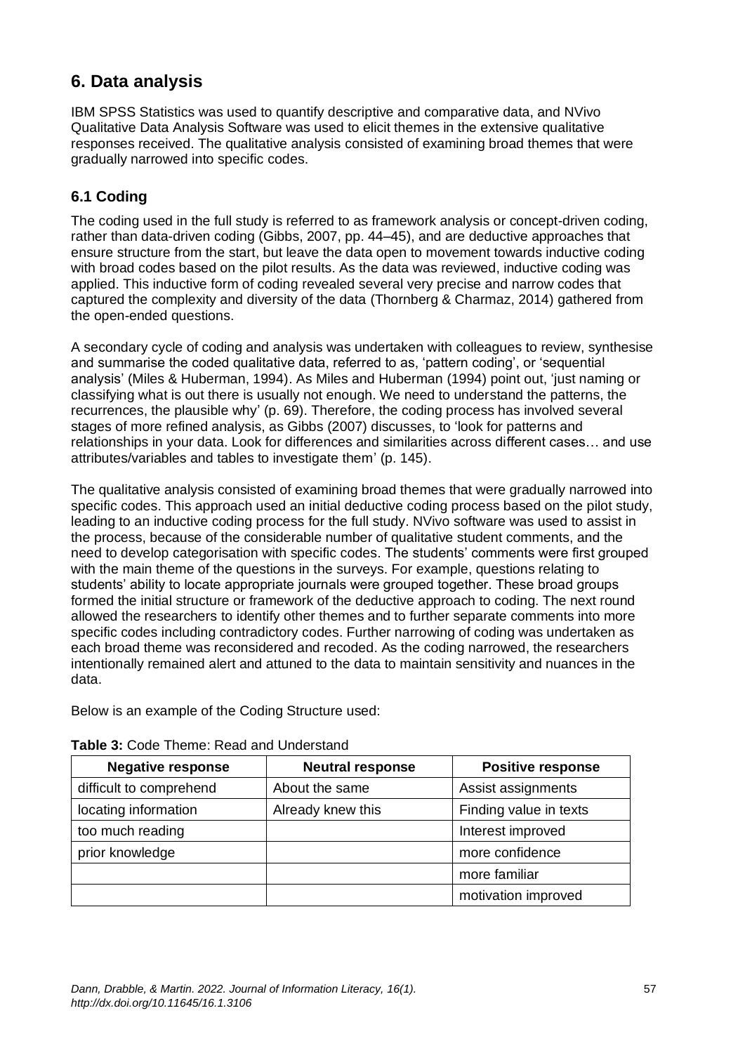## 6. Data analysis

IBM SPSS Statistics was used to quantify descriptive and comparative data, and NVivo Qualitative Data Analysis Software was used to elicit themes in the extensive qualitative responses received. The qualitative analysis consisted of examining broad themes that were gradually narrowed into specific codes.

### 6.1 Coding

The coding used in the full study is referred to as framework analysis or concept-driven coding, rather than data-driven coding (Gibbs, 2007, pp. 44–45), and are deductive approaches that ensure structure from the start, but leave the data open to movement towards inductive coding with broad codes based on the pilot results. As the data was reviewed, inductive coding was applied. This inductive form of coding revealed several very precise and narrow codes that captured the complexity and diversity of the data (Thornberg & Charmaz, 2014) gathered from the open-ended questions.

A secondary cycle of coding and analysis was undertaken with colleagues to review, synthesise and summarise the coded qualitative data, referred to as, 'pattern coding', or 'sequential analysis' (Miles & Huberman, 1994). As Miles and Huberman (1994) point out, 'just naming or classifying what is out there is usually not enough. We need to understand the patterns, the recurrences, the plausible why' (p. 69). Therefore, the coding process has involved several stages of more refined analysis, as Gibbs (2007) discusses, to 'look for patterns and relationships in your data. Look for differences and similarities across different cases… and use attributes/variables and tables to investigate them' (p. 145).

The qualitative analysis consisted of examining broad themes that were gradually narrowed into specific codes. This approach used an initial deductive coding process based on the pilot study, leading to an inductive coding process for the full study. NVivo software was used to assist in the process, because of the considerable number of qualitative student comments, and the need to develop categorisation with specific codes. The students' comments were first grouped with the main theme of the questions in the surveys. For example, questions relating to students' ability to locate appropriate journals were grouped together. These broad groups formed the initial structure or framework of the deductive approach to coding. The next round allowed the researchers to identify other themes and to further separate comments into more specific codes including contradictory codes. Further narrowing of coding was undertaken as each broad theme was reconsidered and recoded. As the coding narrowed, the researchers intentionally remained alert and attuned to the data to maintain sensitivity and nuances in the data.

Below is an example of the Coding Structure used:

**Table 3:** Code Theme: Read and Understand

| Negative response | Neutral response | Positive response |
|---|---|---|
| difficult to comprehend | About the same | Assist assignments |
| locating information | Already knew this | Finding value in texts |
| too much reading | | Interest improved |
| prior knowledge | | more confidence |
| | | more familiar |
| | | motivation improved |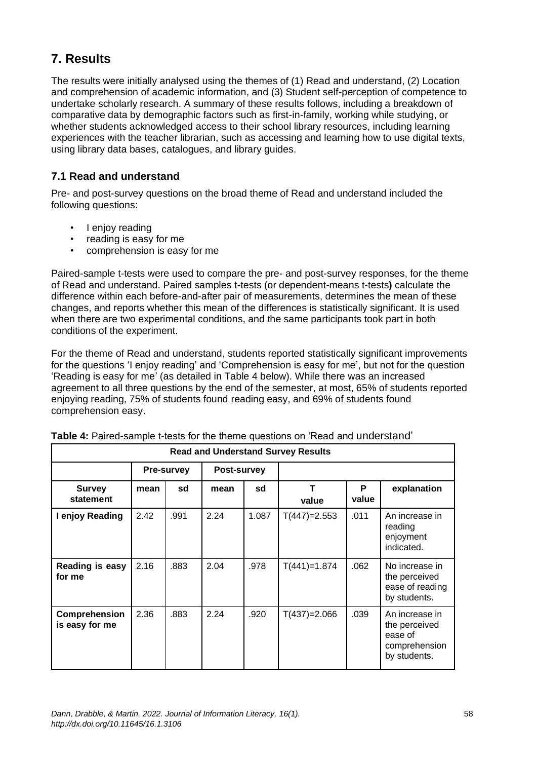## 7. Results

The results were initially analysed using the themes of (1) Read and understand, (2) Location and comprehension of academic information, and (3) Student self-perception of competence to undertake scholarly research. A summary of these results follows, including a breakdown of comparative data by demographic factors such as first-in-family, working while studying, or whether students acknowledged access to their school library resources, including learning experiences with the teacher librarian, such as accessing and learning how to use digital texts, using library data bases, catalogues, and library guides.

### 7.1 Read and understand

Pre- and post-survey questions on the broad theme of Read and understand included the following questions:

- I enjoy reading
- reading is easy for me
- comprehension is easy for me

Paired-sample t-tests were used to compare the pre- and post-survey responses, for the theme of Read and understand. Paired samples t-tests (or dependent-means t-tests**)** calculate the difference within each before-and-after pair of measurements, determines the mean of these changes, and reports whether this mean of the differences is statistically significant. It is used when there are two experimental conditions, and the same participants took part in both conditions of the experiment.

For the theme of Read and understand, students reported statistically significant improvements for the questions 'I enjoy reading' and 'Comprehension is easy for me', but not for the question 'Reading is easy for me' (as detailed in Table 4 below). While there was an increased agreement to all three questions by the end of the semester, at most, 65% of students reported enjoying reading, 75% of students found reading easy, and 69% of students found comprehension easy.

**Table 4:** Paired-sample t-tests for the theme questions on 'Read and understand'

| **Read and Understand Survey Results** | | | | | | | |
|---|---|---|---|---|---|---|---|
| | **Pre-survey** | | **Post-survey** | | | | |
| **Survey statement** | **mean** | **sd** | **mean** | **sd** | **T value** | **P value** | **explanation** |
| **I enjoy Reading** | 2.42 | .991 | 2.24 | 1.087 | T(447)=2.553 | .011 | An increase in reading enjoyment indicated. |
| **Reading is easy for me** | 2.16 | .883 | 2.04 | .978 | T(441)=1.874 | .062 | No increase in the perceived ease of reading by students. |
| **Comprehension is easy for me** | 2.36 | .883 | 2.24 | .920 | T(437)=2.066 | .039 | An increase in the perceived ease of comprehension by students. |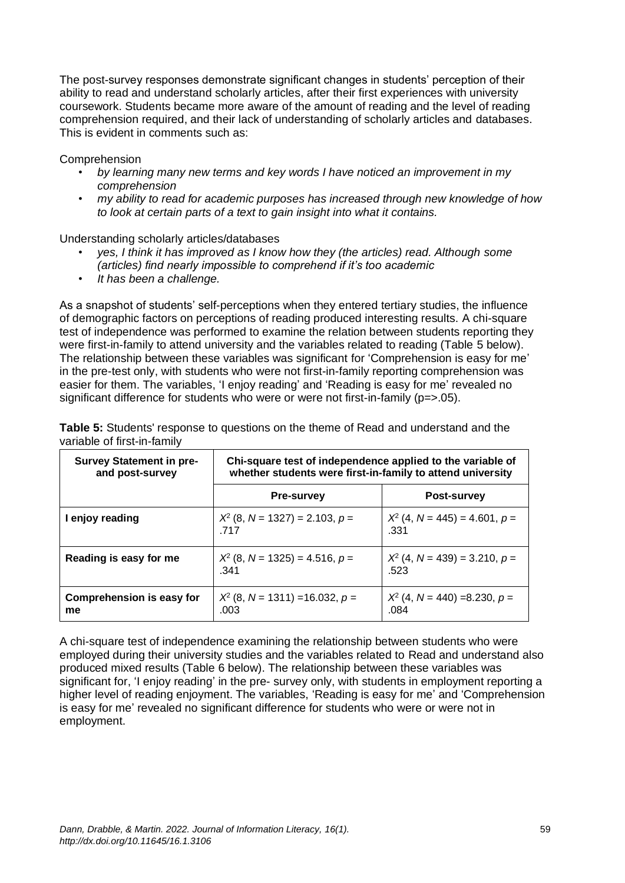The post-survey responses demonstrate significant changes in students' perception of their ability to read and understand scholarly articles, after their first experiences with university coursework. Students became more aware of the amount of reading and the level of reading comprehension required, and their lack of understanding of scholarly articles and databases. This is evident in comments such as:

Comprehension

- *by learning many new terms and key words I have noticed an improvement in my comprehension*
- *my ability to read for academic purposes has increased through new knowledge of how to look at certain parts of a text to gain insight into what it contains.*

Understanding scholarly articles/databases

- *yes, I think it has improved as I know how they (the articles) read. Although some (articles) find nearly impossible to comprehend if it's too academic*
- *It has been a challenge.*

As a snapshot of students' self-perceptions when they entered tertiary studies, the influence of demographic factors on perceptions of reading produced interesting results. A chi-square test of independence was performed to examine the relation between students reporting they were first-in-family to attend university and the variables related to reading (Table 5 below). The relationship between these variables was significant for 'Comprehension is easy for me' in the pre-test only, with students who were not first-in-family reporting comprehension was easier for them. The variables, 'I enjoy reading' and 'Reading is easy for me' revealed no significant difference for students who were or were not first-in-family (p=>.05).

**Table 5:** Students' response to questions on the theme of Read and understand and the variable of first-in-family

| Survey Statement in pre- and post-survey | Chi-square test of independence applied to the variable of whether students were first-in-family to attend university | |
|---|---|---|
| | **Pre-survey** | **Post-survey** |
| **I enjoy reading** | $X^2$ (8, $N$ = 1327) = 2.103, $p$ = .717 | $X^2$ (4, $N$ = 445) = 4.601, $p$ = .331 |
| **Reading is easy for me** | $X^2$ (8, $N$ = 1325) = 4.516, $p$ = .341 | $X^2$ (4, $N$ = 439) = 3.210, $p$ = .523 |
| **Comprehension is easy for me** | $X^2$ (8, $N$ = 1311) =16.032, $p$ = .003 | $X^2$ (4, $N$ = 440) =8.230, $p$ = .084 |

A chi-square test of independence examining the relationship between students who were employed during their university studies and the variables related to Read and understand also produced mixed results (Table 6 below). The relationship between these variables was significant for, 'I enjoy reading' in the pre- survey only, with students in employment reporting a higher level of reading enjoyment. The variables, 'Reading is easy for me' and 'Comprehension is easy for me' revealed no significant difference for students who were or were not in employment.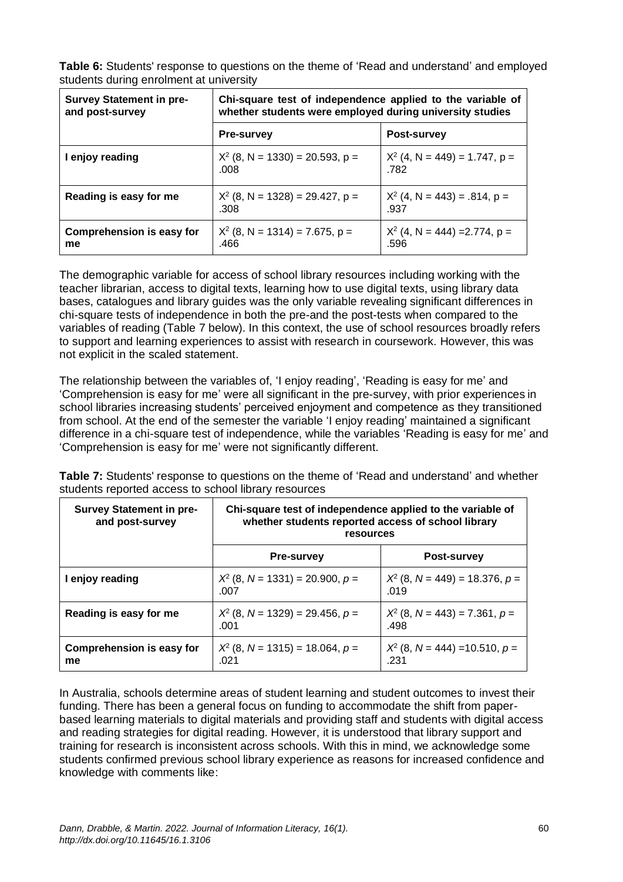**Table 6:** Students' response to questions on the theme of 'Read and understand' and employed students during enrolment at university

| Survey Statement in pre- and post-survey | Chi-square test of independence applied to the variable of whether students were employed during university studies | |
|---|---|---|
| | **Pre-survey** | **Post-survey** |
| **I enjoy reading** | $X^2$ (8, N = 1330) = 20.593, p = .008 | $X^2$ (4, N = 449) = 1.747, p = .782 |
| **Reading is easy for me** | $X^2$ (8, N = 1328) = 29.427, p = .308 | $X^2$ (4, N = 443) = .814, p = .937 |
| **Comprehension is easy for me** | $X^2$ (8, N = 1314) = 7.675, p = .466 | $X^2$ (4, N = 444) =2.774, p = .596 |

The demographic variable for access of school library resources including working with the teacher librarian, access to digital texts, learning how to use digital texts, using library data bases, catalogues and library guides was the only variable revealing significant differences in chi-square tests of independence in both the pre-and the post-tests when compared to the variables of reading (Table 7 below). In this context, the use of school resources broadly refers to support and learning experiences to assist with research in coursework. However, this was not explicit in the scaled statement.

The relationship between the variables of, 'I enjoy reading', 'Reading is easy for me' and 'Comprehension is easy for me' were all significant in the pre-survey, with prior experiences in school libraries increasing students' perceived enjoyment and competence as they transitioned from school. At the end of the semester the variable 'I enjoy reading' maintained a significant difference in a chi-square test of independence, while the variables 'Reading is easy for me' and 'Comprehension is easy for me' were not significantly different.

**Table 7:** Students' response to questions on the theme of 'Read and understand' and whether students reported access to school library resources

| Survey Statement in pre- and post-survey | Chi-square test of independence applied to the variable of whether students reported access of school library resources | |
|---|---|---|
| | **Pre-survey** | **Post-survey** |
| **I enjoy reading** | $X^2$ (8, $N$ = 1331) = 20.900, $p$ = .007 | $X^2$ (8, $N$ = 449) = 18.376, $p$ = .019 |
| **Reading is easy for me** | $X^2$ (8, $N$ = 1329) = 29.456, $p$ = .001 | $X^2$ (8, $N$ = 443) = 7.361, $p$ = .498 |
| **Comprehension is easy for me** | $X^2$ (8, $N$ = 1315) = 18.064, $p$ = .021 | $X^2$ (8, $N$ = 444) =10.510, $p$ = .231 |

In Australia, schools determine areas of student learning and student outcomes to invest their funding. There has been a general focus on funding to accommodate the shift from paper-based learning materials to digital materials and providing staff and students with digital access and reading strategies for digital reading. However, it is understood that library support and training for research is inconsistent across schools. With this in mind, we acknowledge some students confirmed previous school library experience as reasons for increased confidence and knowledge with comments like: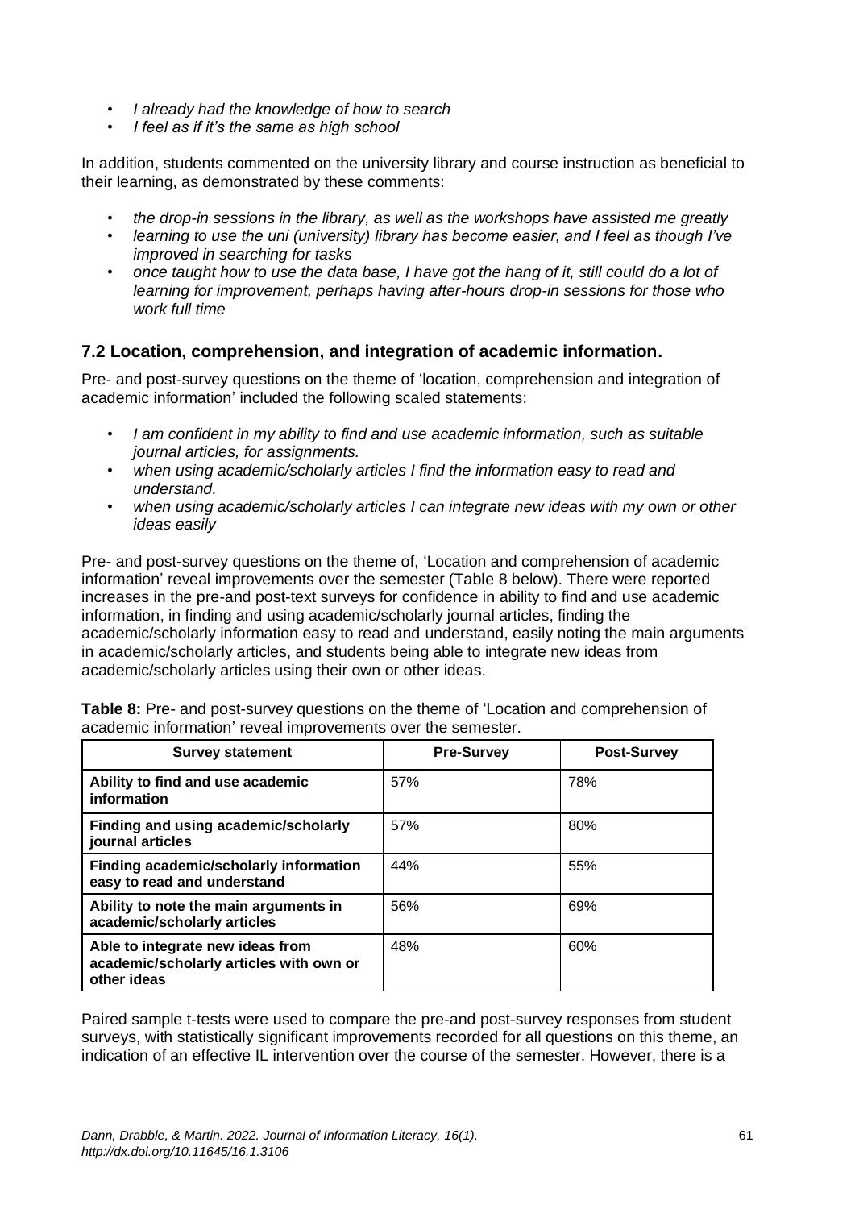- *I already had the knowledge of how to search*
- *I feel as if it's the same as high school*

In addition, students commented on the university library and course instruction as beneficial to their learning, as demonstrated by these comments:

- *the drop-in sessions in the library, as well as the workshops have assisted me greatly*
- *learning to use the uni (university) library has become easier, and I feel as though I've improved in searching for tasks*
- *once taught how to use the data base, I have got the hang of it, still could do a lot of learning for improvement, perhaps having after-hours drop-in sessions for those who work full time*

### 7.2 Location, comprehension, and integration of academic information.

Pre- and post-survey questions on the theme of 'location, comprehension and integration of academic information' included the following scaled statements:

- *I am confident in my ability to find and use academic information, such as suitable journal articles, for assignments.*
- *when using academic/scholarly articles I find the information easy to read and understand.*
- *when using academic/scholarly articles I can integrate new ideas with my own or other ideas easily*

Pre- and post-survey questions on the theme of, 'Location and comprehension of academic information' reveal improvements over the semester (Table 8 below). There were reported increases in the pre-and post-text surveys for confidence in ability to find and use academic information, in finding and using academic/scholarly journal articles, finding the academic/scholarly information easy to read and understand, easily noting the main arguments in academic/scholarly articles, and students being able to integrate new ideas from academic/scholarly articles using their own or other ideas.

**Table 8:** Pre- and post-survey questions on the theme of 'Location and comprehension of academic information' reveal improvements over the semester.

| Survey statement | Pre-Survey | Post-Survey |
|---|---|---|
| **Ability to find and use academic information** | 57% | 78% |
| **Finding and using academic/scholarly journal articles** | 57% | 80% |
| **Finding academic/scholarly information easy to read and understand** | 44% | 55% |
| **Ability to note the main arguments in academic/scholarly articles** | 56% | 69% |
| **Able to integrate new ideas from academic/scholarly articles with own or other ideas** | 48% | 60% |

Paired sample t-tests were used to compare the pre-and post-survey responses from student surveys, with statistically significant improvements recorded for all questions on this theme, an indication of an effective IL intervention over the course of the semester. However, there is a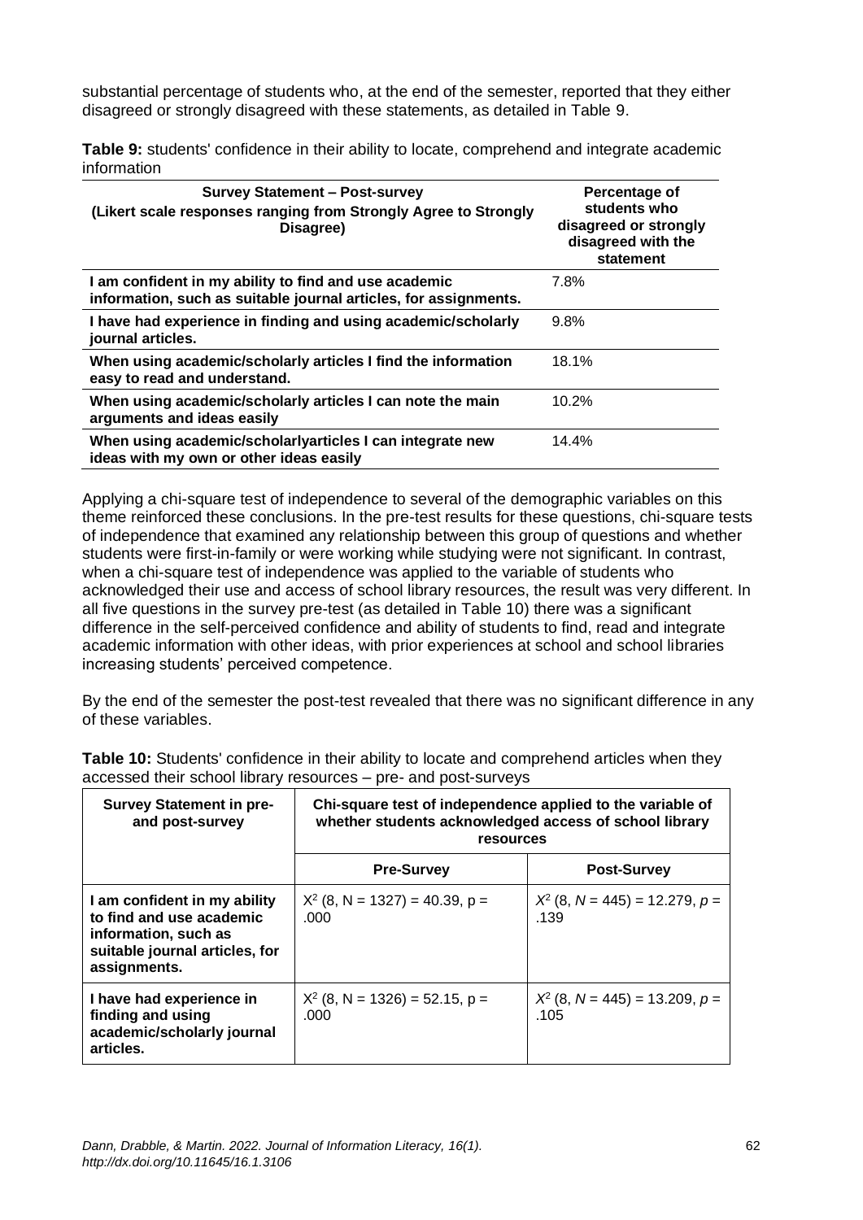substantial percentage of students who, at the end of the semester, reported that they either disagreed or strongly disagreed with these statements, as detailed in Table 9.

**Table 9:** students' confidence in their ability to locate, comprehend and integrate academic information

| Survey Statement – Post-survey (Likert scale responses ranging from Strongly Agree to Strongly Disagree) | Percentage of students who disagreed or strongly disagreed with the statement |
|---|---|
| **I am confident in my ability to find and use academic information, such as suitable journal articles, for assignments.** | 7.8% |
| **I have had experience in finding and using academic/scholarly journal articles.** | 9.8% |
| **When using academic/scholarly articles I find the information easy to read and understand.** | 18.1% |
| **When using academic/scholarly articles I can note the main arguments and ideas easily** | 10.2% |
| **When using academic/scholarlyarticles I can integrate new ideas with my own or other ideas easily** | 14.4% |

Applying a chi-square test of independence to several of the demographic variables on this theme reinforced these conclusions. In the pre-test results for these questions, chi-square tests of independence that examined any relationship between this group of questions and whether students were first-in-family or were working while studying were not significant. In contrast, when a chi-square test of independence was applied to the variable of students who acknowledged their use and access of school library resources, the result was very different. In all five questions in the survey pre-test (as detailed in Table 10) there was a significant difference in the self-perceived confidence and ability of students to find, read and integrate academic information with other ideas, with prior experiences at school and school libraries increasing students' perceived competence.

By the end of the semester the post-test revealed that there was no significant difference in any of these variables.

**Table 10:** Students' confidence in their ability to locate and comprehend articles when they accessed their school library resources – pre- and post-surveys

| Survey Statement in pre- and post-survey | Chi-square test of independence applied to the variable of whether students acknowledged access of school library resources | |
|---|---|---|
| | **Pre-Survey** | **Post-Survey** |
| **I am confident in my ability to find and use academic information, such as suitable journal articles, for assignments.** | $X^2$ (8, N = 1327) = 40.39, p = .000 | $X^2$ (8, $N$ = 445) = 12.279, $p$ = .139 |
| **I have had experience in finding and using academic/scholarly journal articles.** | $X^2$ (8, N = 1326) = 52.15, p = .000 | $X^2$ (8, $N$ = 445) = 13.209, $p$ = .105 |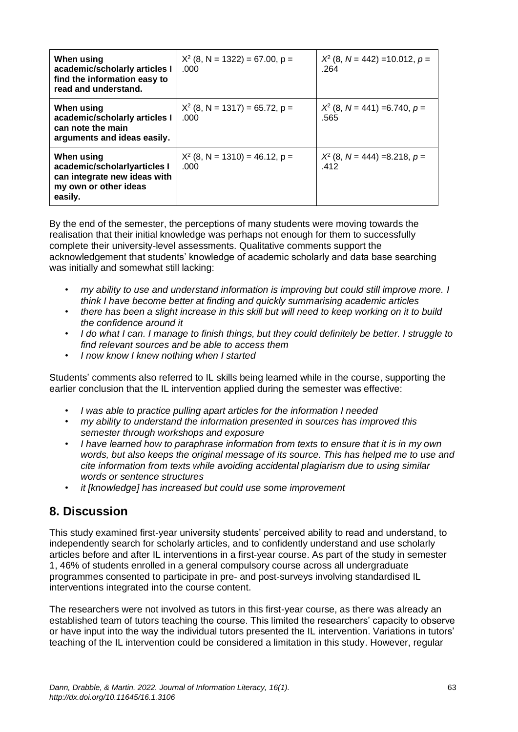| | | |
|---|---|---|
| **When using academic/scholarly articles I find the information easy to read and understand.** | $X^2$ (8, N = 1322) = 67.00, p = .000 | $X^2$ (8, $N$ = 442) =10.012, $p$ = .264 |
| **When using academic/scholarly articles I can note the main arguments and ideas easily.** | $X^2$ (8, N = 1317) = 65.72, p = .000 | $X^2$ (8, $N$ = 441) =6.740, $p$ = .565 |
| **When using academic/scholarlyarticles I can integrate new ideas with my own or other ideas easily.** | $X^2$ (8, N = 1310) = 46.12, p = .000 | $X^2$ (8, $N$ = 444) =8.218, $p$ = .412 |

By the end of the semester, the perceptions of many students were moving towards the realisation that their initial knowledge was perhaps not enough for them to successfully complete their university-level assessments. Qualitative comments support the acknowledgement that students' knowledge of academic scholarly and data base searching was initially and somewhat still lacking:

- *my ability to use and understand information is improving but could still improve more. I think I have become better at finding and quickly summarising academic articles*
- *there has been a slight increase in this skill but will need to keep working on it to build the confidence around it*
- *I do what I can. I manage to finish things, but they could definitely be better. I struggle to find relevant sources and be able to access them*
- *I now know I knew nothing when I started*

Students' comments also referred to IL skills being learned while in the course, supporting the earlier conclusion that the IL intervention applied during the semester was effective:

- *I was able to practice pulling apart articles for the information I needed*
- *my ability to understand the information presented in sources has improved this semester through workshops and exposure*
- *I have learned how to paraphrase information from texts to ensure that it is in my own words, but also keeps the original message of its source. This has helped me to use and cite information from texts while avoiding accidental plagiarism due to using similar words or sentence structures*
- *it [knowledge] has increased but could use some improvement*

## 8. Discussion

This study examined first-year university students' perceived ability to read and understand, to independently search for scholarly articles, and to confidently understand and use scholarly articles before and after IL interventions in a first-year course. As part of the study in semester 1, 46% of students enrolled in a general compulsory course across all undergraduate programmes consented to participate in pre- and post-surveys involving standardised IL interventions integrated into the course content.

The researchers were not involved as tutors in this first-year course, as there was already an established team of tutors teaching the course. This limited the researchers' capacity to observe or have input into the way the individual tutors presented the IL intervention. Variations in tutors' teaching of the IL intervention could be considered a limitation in this study. However, regular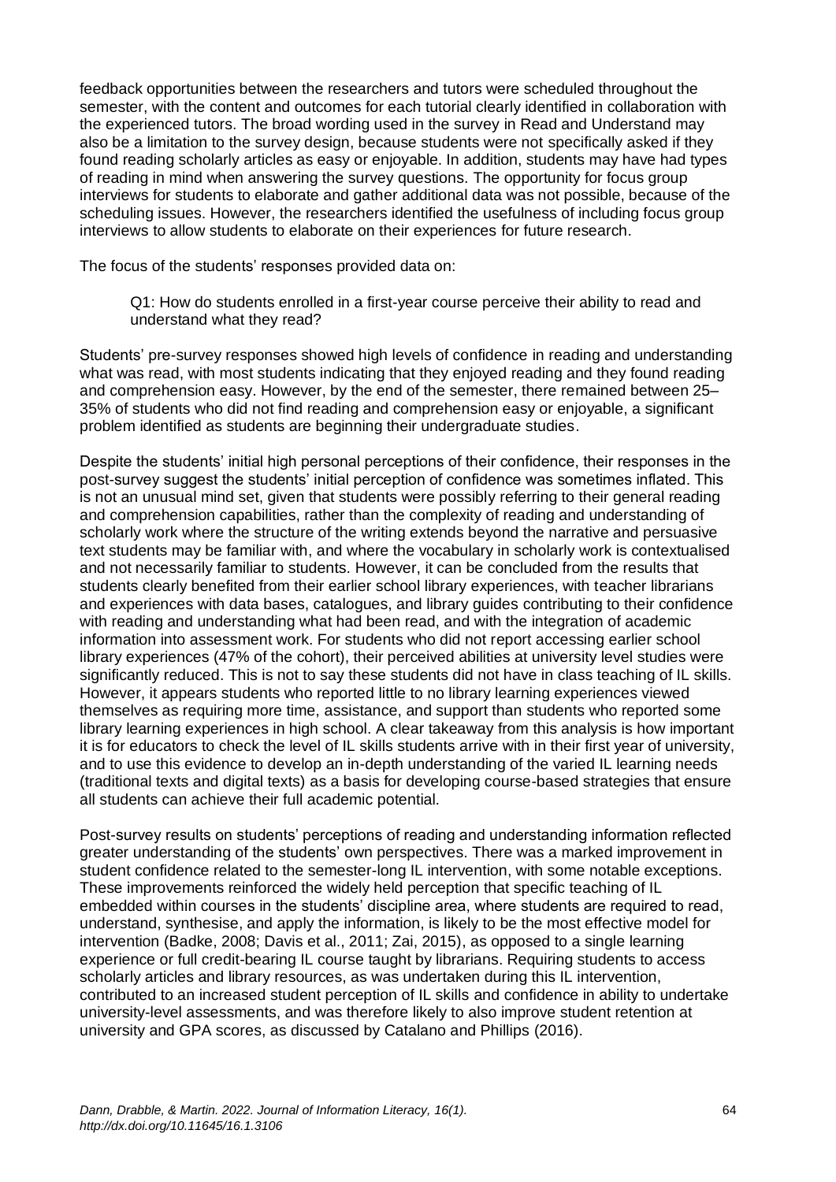feedback opportunities between the researchers and tutors were scheduled throughout the semester, with the content and outcomes for each tutorial clearly identified in collaboration with the experienced tutors. The broad wording used in the survey in Read and Understand may also be a limitation to the survey design, because students were not specifically asked if they found reading scholarly articles as easy or enjoyable. In addition, students may have had types of reading in mind when answering the survey questions. The opportunity for focus group interviews for students to elaborate and gather additional data was not possible, because of the scheduling issues. However, the researchers identified the usefulness of including focus group interviews to allow students to elaborate on their experiences for future research.

The focus of the students' responses provided data on:

> Q1: How do students enrolled in a first-year course perceive their ability to read and understand what they read?

Students' pre-survey responses showed high levels of confidence in reading and understanding what was read, with most students indicating that they enjoyed reading and they found reading and comprehension easy. However, by the end of the semester, there remained between 25–35% of students who did not find reading and comprehension easy or enjoyable, a significant problem identified as students are beginning their undergraduate studies.

Despite the students' initial high personal perceptions of their confidence, their responses in the post-survey suggest the students' initial perception of confidence was sometimes inflated. This is not an unusual mind set, given that students were possibly referring to their general reading and comprehension capabilities, rather than the complexity of reading and understanding of scholarly work where the structure of the writing extends beyond the narrative and persuasive text students may be familiar with, and where the vocabulary in scholarly work is contextualised and not necessarily familiar to students. However, it can be concluded from the results that students clearly benefited from their earlier school library experiences, with teacher librarians and experiences with data bases, catalogues, and library guides contributing to their confidence with reading and understanding what had been read, and with the integration of academic information into assessment work. For students who did not report accessing earlier school library experiences (47% of the cohort), their perceived abilities at university level studies were significantly reduced. This is not to say these students did not have in class teaching of IL skills. However, it appears students who reported little to no library learning experiences viewed themselves as requiring more time, assistance, and support than students who reported some library learning experiences in high school. A clear takeaway from this analysis is how important it is for educators to check the level of IL skills students arrive with in their first year of university, and to use this evidence to develop an in-depth understanding of the varied IL learning needs (traditional texts and digital texts) as a basis for developing course-based strategies that ensure all students can achieve their full academic potential.

Post-survey results on students' perceptions of reading and understanding information reflected greater understanding of the students' own perspectives. There was a marked improvement in student confidence related to the semester-long IL intervention, with some notable exceptions. These improvements reinforced the widely held perception that specific teaching of IL embedded within courses in the students' discipline area, where students are required to read, understand, synthesise, and apply the information, is likely to be the most effective model for intervention (Badke, 2008; Davis et al., 2011; Zai, 2015), as opposed to a single learning experience or full credit-bearing IL course taught by librarians. Requiring students to access scholarly articles and library resources, as was undertaken during this IL intervention, contributed to an increased student perception of IL skills and confidence in ability to undertake university-level assessments, and was therefore likely to also improve student retention at university and GPA scores, as discussed by Catalano and Phillips (2016).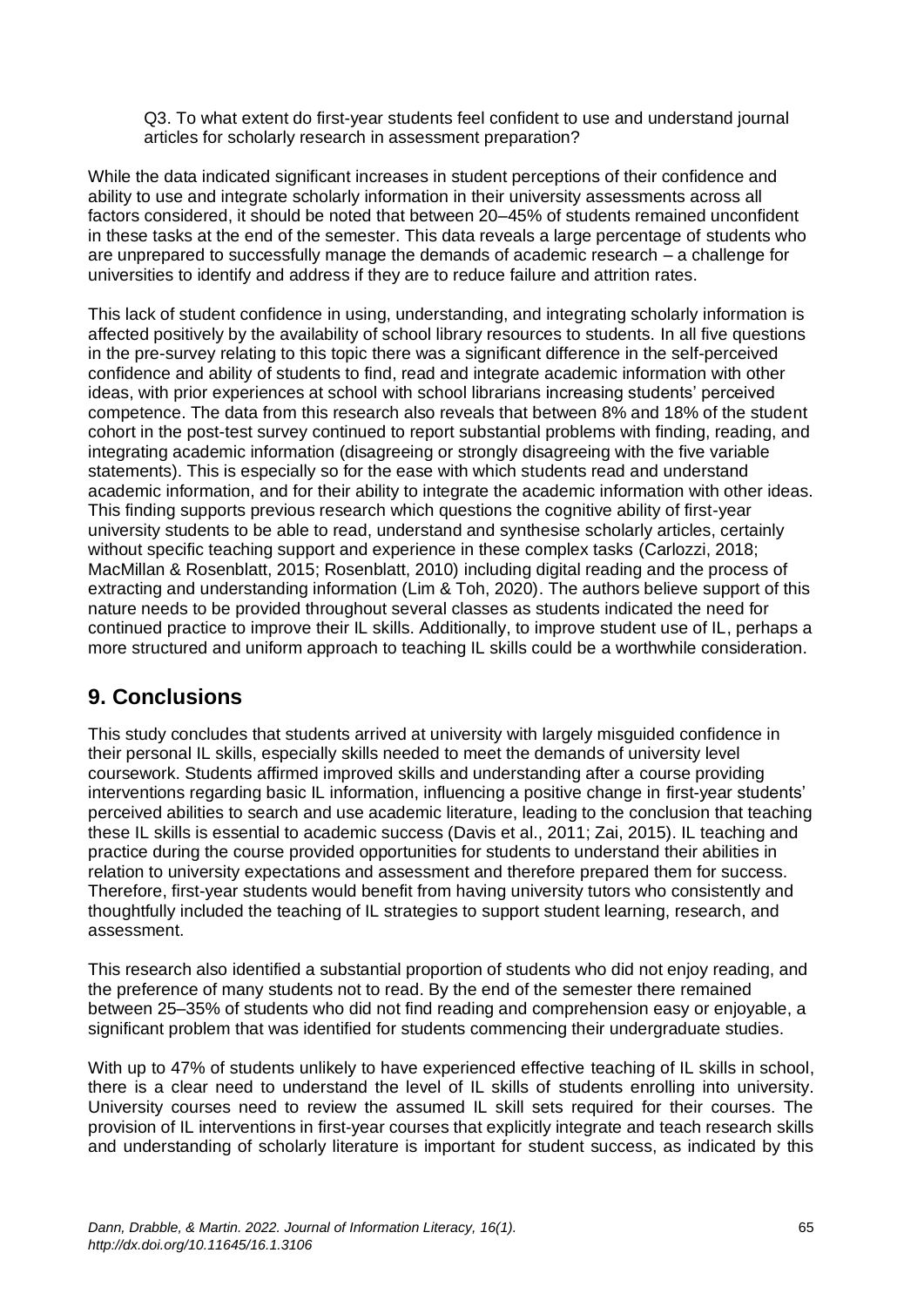Q3. To what extent do first-year students feel confident to use and understand journal articles for scholarly research in assessment preparation?

While the data indicated significant increases in student perceptions of their confidence and ability to use and integrate scholarly information in their university assessments across all factors considered, it should be noted that between 20–45% of students remained unconfident in these tasks at the end of the semester. This data reveals a large percentage of students who are unprepared to successfully manage the demands of academic research – a challenge for universities to identify and address if they are to reduce failure and attrition rates.

This lack of student confidence in using, understanding, and integrating scholarly information is affected positively by the availability of school library resources to students. In all five questions in the pre-survey relating to this topic there was a significant difference in the self-perceived confidence and ability of students to find, read and integrate academic information with other ideas, with prior experiences at school with school librarians increasing students' perceived competence. The data from this research also reveals that between 8% and 18% of the student cohort in the post-test survey continued to report substantial problems with finding, reading, and integrating academic information (disagreeing or strongly disagreeing with the five variable statements). This is especially so for the ease with which students read and understand academic information, and for their ability to integrate the academic information with other ideas. This finding supports previous research which questions the cognitive ability of first-year university students to be able to read, understand and synthesise scholarly articles, certainly without specific teaching support and experience in these complex tasks (Carlozzi, 2018; MacMillan & Rosenblatt, 2015; Rosenblatt, 2010) including digital reading and the process of extracting and understanding information (Lim & Toh, 2020). The authors believe support of this nature needs to be provided throughout several classes as students indicated the need for continued practice to improve their IL skills. Additionally, to improve student use of IL, perhaps a more structured and uniform approach to teaching IL skills could be a worthwhile consideration.

## 9. Conclusions

This study concludes that students arrived at university with largely misguided confidence in their personal IL skills, especially skills needed to meet the demands of university level coursework. Students affirmed improved skills and understanding after a course providing interventions regarding basic IL information, influencing a positive change in first-year students' perceived abilities to search and use academic literature, leading to the conclusion that teaching these IL skills is essential to academic success (Davis et al., 2011; Zai, 2015). IL teaching and practice during the course provided opportunities for students to understand their abilities in relation to university expectations and assessment and therefore prepared them for success. Therefore, first-year students would benefit from having university tutors who consistently and thoughtfully included the teaching of IL strategies to support student learning, research, and assessment.

This research also identified a substantial proportion of students who did not enjoy reading, and the preference of many students not to read. By the end of the semester there remained between 25–35% of students who did not find reading and comprehension easy or enjoyable, a significant problem that was identified for students commencing their undergraduate studies.

With up to 47% of students unlikely to have experienced effective teaching of IL skills in school, there is a clear need to understand the level of IL skills of students enrolling into university. University courses need to review the assumed IL skill sets required for their courses. The provision of IL interventions in first-year courses that explicitly integrate and teach research skills and understanding of scholarly literature is important for student success, as indicated by this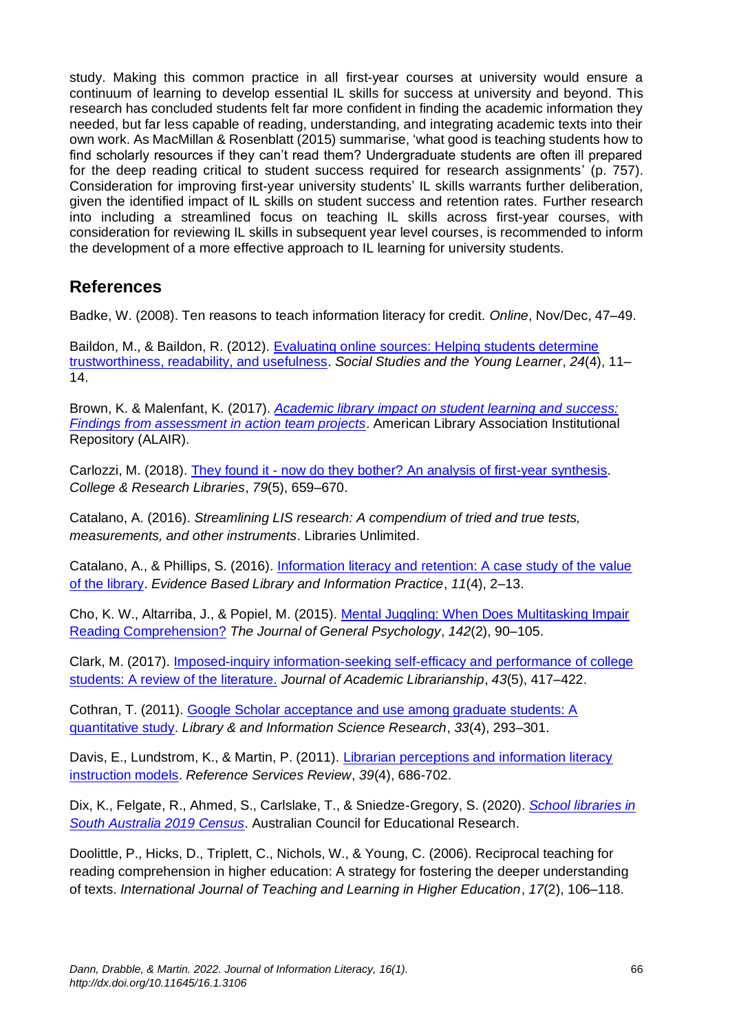study. Making this common practice in all first-year courses at university would ensure a continuum of learning to develop essential IL skills for success at university and beyond. This research has concluded students felt far more confident in finding the academic information they needed, but far less capable of reading, understanding, and integrating academic texts into their own work. As MacMillan & Rosenblatt (2015) summarise, 'what good is teaching students how to find scholarly resources if they can't read them? Undergraduate students are often ill prepared for the deep reading critical to student success required for research assignments' (p. 757). Consideration for improving first-year university students' IL skills warrants further deliberation, given the identified impact of IL skills on student success and retention rates. Further research into including a streamlined focus on teaching IL skills across first-year courses, with consideration for reviewing IL skills in subsequent year level courses, is recommended to inform the development of a more effective approach to IL learning for university students.

## References

Badke, W. (2008). Ten reasons to teach information literacy for credit. *Online*, Nov/Dec, 47–49.

Baildon, M., & Baildon, R. (2012). Evaluating online sources: Helping students determine trustworthiness, readability, and usefulness. *Social Studies and the Young Learner*, *24*(4), 11–14.

Brown, K. & Malenfant, K. (2017). *Academic library impact on student learning and success: Findings from assessment in action team projects*. American Library Association Institutional Repository (ALAIR).

Carlozzi, M. (2018). They found it - now do they bother? An analysis of first-year synthesis. *College & Research Libraries*, *79*(5), 659–670.

Catalano, A. (2016). *Streamlining LIS research: A compendium of tried and true tests, measurements, and other instruments*. Libraries Unlimited.

Catalano, A., & Phillips, S. (2016). Information literacy and retention: A case study of the value of the library. *Evidence Based Library and Information Practice*, *11*(4), 2–13.

Cho, K. W., Altarriba, J., & Popiel, M. (2015). Mental Juggling: When Does Multitasking Impair Reading Comprehension? *The Journal of General Psychology*, *142*(2), 90–105.

Clark, M. (2017). Imposed-inquiry information-seeking self-efficacy and performance of college students: A review of the literature. *Journal of Academic Librarianship*, *43*(5), 417–422.

Cothran, T. (2011). Google Scholar acceptance and use among graduate students: A quantitative study. *Library & and Information Science Research*, *33*(4), 293–301.

Davis, E., Lundstrom, K., & Martin, P. (2011). Librarian perceptions and information literacy instruction models. *Reference Services Review*, *39*(4), 686-702.

Dix, K., Felgate, R., Ahmed, S., Carlslake, T., & Sniedze-Gregory, S. (2020). *School libraries in South Australia 2019 Census*. Australian Council for Educational Research.

Doolittle, P., Hicks, D., Triplett, C., Nichols, W., & Young, C. (2006). Reciprocal teaching for reading comprehension in higher education: A strategy for fostering the deeper understanding of texts. *International Journal of Teaching and Learning in Higher Education*, *17*(2), 106–118.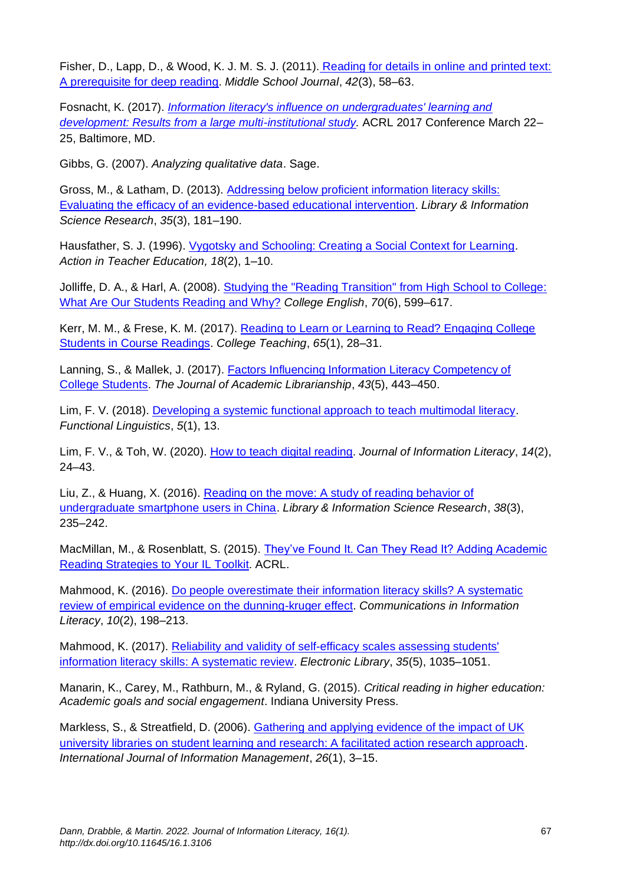Fisher, D., Lapp, D., & Wood, K. J. M. S. J. (2011). Reading for details in online and printed text: A prerequisite for deep reading. *Middle School Journal*, *42*(3), 58–63.

Fosnacht, K. (2017). *Information literacy's influence on undergraduates' learning and development: Results from a large multi-institutional study.* ACRL 2017 Conference March 22–25, Baltimore, MD.

Gibbs, G. (2007). *Analyzing qualitative data*. Sage.

Gross, M., & Latham, D. (2013). Addressing below proficient information literacy skills: Evaluating the efficacy of an evidence-based educational intervention. *Library & Information Science Research*, *35*(3), 181–190.

Hausfather, S. J. (1996). Vygotsky and Schooling: Creating a Social Context for Learning. *Action in Teacher Education, 18*(2), 1–10.

Jolliffe, D. A., & Harl, A. (2008). Studying the "Reading Transition" from High School to College: What Are Our Students Reading and Why? *College English*, *70*(6), 599–617.

Kerr, M. M., & Frese, K. M. (2017). Reading to Learn or Learning to Read? Engaging College Students in Course Readings. *College Teaching*, *65*(1), 28–31.

Lanning, S., & Mallek, J. (2017). Factors Influencing Information Literacy Competency of College Students. *The Journal of Academic Librarianship*, *43*(5), 443–450.

Lim, F. V. (2018). Developing a systemic functional approach to teach multimodal literacy. *Functional Linguistics*, *5*(1), 13.

Lim, F. V., & Toh, W. (2020). How to teach digital reading. *Journal of Information Literacy*, *14*(2), 24–43.

Liu, Z., & Huang, X. (2016). Reading on the move: A study of reading behavior of undergraduate smartphone users in China. *Library & Information Science Research*, *38*(3), 235–242.

MacMillan, M., & Rosenblatt, S. (2015). They've Found It. Can They Read It? Adding Academic Reading Strategies to Your IL Toolkit. ACRL.

Mahmood, K. (2016). Do people overestimate their information literacy skills? A systematic review of empirical evidence on the dunning-kruger effect. *Communications in Information Literacy*, *10*(2), 198–213.

Mahmood, K. (2017). Reliability and validity of self-efficacy scales assessing students' information literacy skills: A systematic review. *Electronic Library*, *35*(5), 1035–1051.

Manarin, K., Carey, M., Rathburn, M., & Ryland, G. (2015). *Critical reading in higher education: Academic goals and social engagement*. Indiana University Press.

Markless, S., & Streatfield, D. (2006). Gathering and applying evidence of the impact of UK university libraries on student learning and research: A facilitated action research approach. *International Journal of Information Management*, *26*(1), 3–15.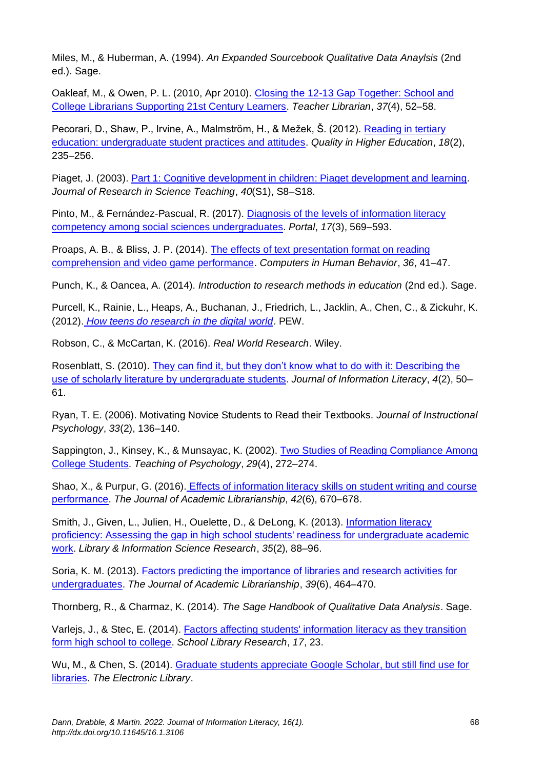Miles, M., & Huberman, A. (1994). *An Expanded Sourcebook Qualitative Data Anaylsis* (2nd ed.). Sage.

Oakleaf, M., & Owen, P. L. (2010, Apr 2010). Closing the 12-13 Gap Together: School and College Librarians Supporting 21st Century Learners. *Teacher Librarian*, *37*(4), 52–58.

Pecorari, D., Shaw, P., Irvine, A., Malmström, H., & Mežek, Š. (2012). Reading in tertiary education: undergraduate student practices and attitudes. *Quality in Higher Education*, *18*(2), 235–256.

Piaget, J. (2003). Part 1: Cognitive development in children: Piaget development and learning. *Journal of Research in Science Teaching*, *40*(S1), S8–S18.

Pinto, M., & Fernández-Pascual, R. (2017). Diagnosis of the levels of information literacy competency among social sciences undergraduates. *Portal*, *17*(3), 569–593.

Proaps, A. B., & Bliss, J. P. (2014). The effects of text presentation format on reading comprehension and video game performance. *Computers in Human Behavior*, *36*, 41–47.

Punch, K., & Oancea, A. (2014). *Introduction to research methods in education* (2nd ed.). Sage.

Purcell, K., Rainie, L., Heaps, A., Buchanan, J., Friedrich, L., Jacklin, A., Chen, C., & Zickuhr, K. (2012). *How teens do research in the digital world*. PEW.

Robson, C., & McCartan, K. (2016). *Real World Research*. Wiley.

Rosenblatt, S. (2010). They can find it, but they don't know what to do with it: Describing the use of scholarly literature by undergraduate students. *Journal of Information Literacy*, *4*(2), 50–61.

Ryan, T. E. (2006). Motivating Novice Students to Read their Textbooks. *Journal of Instructional Psychology*, *33*(2), 136–140.

Sappington, J., Kinsey, K., & Munsayac, K. (2002). Two Studies of Reading Compliance Among College Students. *Teaching of Psychology*, *29*(4), 272–274.

Shao, X., & Purpur, G. (2016). Effects of information literacy skills on student writing and course performance. *The Journal of Academic Librarianship*, *42*(6), 670–678.

Smith, J., Given, L., Julien, H., Ouelette, D., & DeLong, K. (2013). Information literacy proficiency: Assessing the gap in high school students' readiness for undergraduate academic work. *Library & Information Science Research*, *35*(2), 88–96.

Soria, K. M. (2013). Factors predicting the importance of libraries and research activities for undergraduates. *The Journal of Academic Librarianship*, *39*(6), 464–470.

Thornberg, R., & Charmaz, K. (2014). *The Sage Handbook of Qualitative Data Analysis*. Sage.

Varlejs, J., & Stec, E. (2014). Factors affecting students' information literacy as they transition form high school to college. *School Library Research*, *17*, 23.

Wu, M., & Chen, S. (2014). Graduate students appreciate Google Scholar, but still find use for libraries. *The Electronic Library*.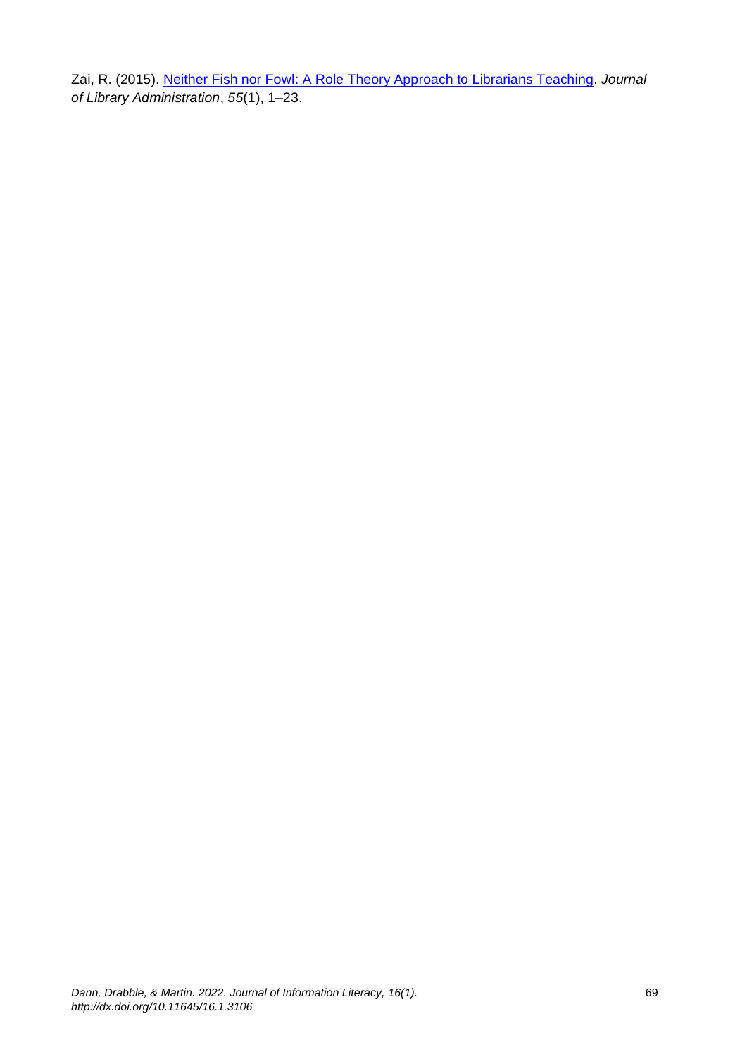Zai, R. (2015). [Neither Fish nor Fowl: A Role Theory Approach to Librarians Teaching](). *Journal of Library Administration*, *55*(1), 1–23.